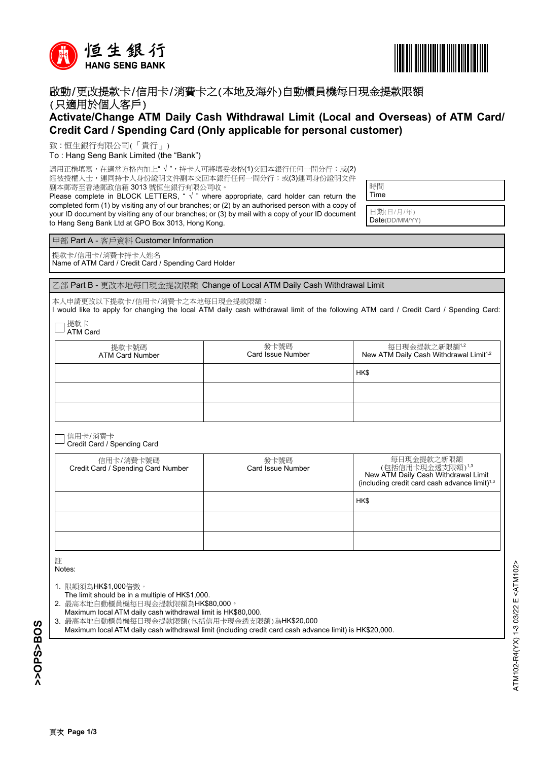恒生銀行
HANG SENG BANK

# 啟動/更改提款卡/信用卡/消費卡之(本地及海外)自動櫃員機每日現金提款限額(只適用於個人客戶)

# Activate/Change ATM Daily Cash Withdrawal Limit (Local and Overseas) of ATM Card/ Credit Card / Spending Card (Only applicable for personal customer)

致 : 恒生銀行有限公司(「貴行」)
To : Hang Seng Bank Limited (the "Bank")

請用正楷填寫，在適當方格內加上" √ "，持卡人可將填妥表格(1)交回本銀行任何一間分行；或(2)經被授權人士，連同持卡人身份證明文件副本交回本銀行任何一間分行；或(3)連同身份證明文件副本郵寄至香港郵政信箱 3013 號恒生銀行有限公司收。
Please complete in BLOCK LETTERS, " √ " where appropriate, card holder can return the completed form (1) by visiting any of our branches; or (2) by an authorised person with a copy of your ID document by visiting any of our branches; or (3) by mail with a copy of your ID document to Hang Seng Bank Ltd at GPO Box 3013, Hong Kong.

| 時間 Time | |
|---|---|
| 日期(日/月/年) Date(DD/MM/YY) | |

## 甲部 Part A - 客戶資料 Customer Information

提款卡/信用卡/消費卡持卡人姓名
Name of ATM Card / Credit Card / Spending Card Holder

## 乙部 Part B - 更改本地每日現金提款限額 Change of Local ATM Daily Cash Withdrawal Limit

本人申請更改以下提款卡/信用卡/消費卡之本地每日現金提款限額：
I would like to apply for changing the local ATM daily cash withdrawal limit of the following ATM card / Credit Card / Spending Card:

☐ 提款卡 ATM Card

| 提款卡號碼 ATM Card Number | 發卡號碼 Card Issue Number | 每日現金提款之新限額[1,2] New ATM Daily Cash Withdrawal Limit[1,2] |
|---|---|---|
| | | HK$ |
| | | |
| | | |

☐ 信用卡/消費卡 Credit Card / Spending Card

| 信用卡/消費卡號碼 Credit Card / Spending Card Number | 發卡號碼 Card Issue Number | 每日現金提款之新限額(包括信用卡現金透支限額)[1,3] New ATM Daily Cash Withdrawal Limit (including credit card cash advance limit)[1,3] |
|---|---|---|
| | | HK$ |
| | | |
| | | |

註
Notes:

1. 限額須為HK$1,000倍數。
   The limit should be in a multiple of HK$1,000.
2. 最高本地自動櫃員機每日現金提款限額為HK$80,000。
   Maximum local ATM daily cash withdrawal limit is HK$80,000.
3. 最高本地自動櫃員機每日現金提款限額(包括信用卡現金透支限額)為HK$20,000
   Maximum local ATM daily cash withdrawal limit (including credit card cash advance limit) is HK$20,000.

>>OPS>BOS

ATM102-R4(YX) 1-3 03/22 E <ATM102>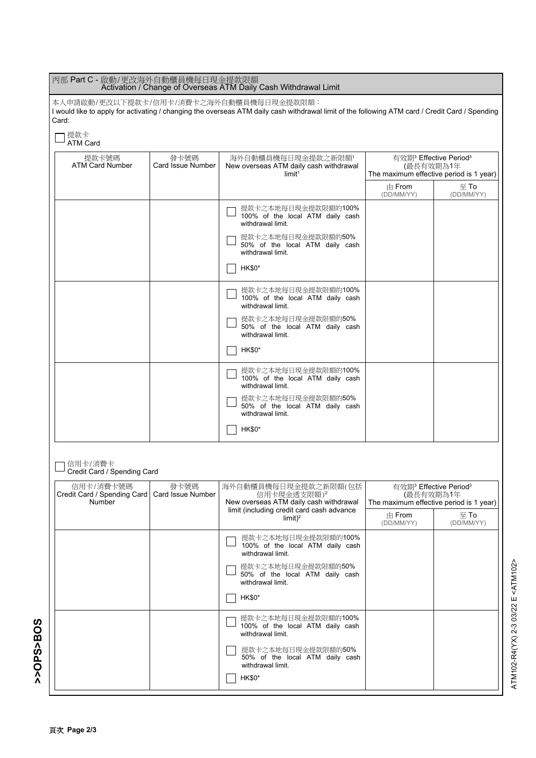## 丙部 Part C - 啟動/更改海外自動櫃員機每日現金提款限額 Activation / Change of Overseas ATM Daily Cash Withdrawal Limit

本人申請啟動/更改以下提款卡/信用卡/消費卡之海外自動櫃員機每日現金提款限額：
I would like to apply for activating / changing the overseas ATM daily cash withdrawal limit of the following ATM card / Credit Card / Spending Card:

☐ 提款卡 ATM Card

| 提款卡號碼 ATM Card Number | 發卡號碼 Card Issue Number | 海外自動櫃員機每日現金提款之新限額[1] New overseas ATM daily cash withdrawal limit[1] | 有效期[3] Effective Period[3] (最長有效期為1年 The maximum effective period is 1 year) | |
|---|---|---|---|---|
| | | | 由 From (DD/MM/YY) | 至 To (DD/MM/YY) |
| | | ☐ 提款卡之本地每日現金提款限額的100% 100% of the local ATM daily cash withdrawal limit.<br>☐ 提款卡之本地每日現金提款限額的50% 50% of the local ATM daily cash withdrawal limit.<br>☐ HK$0* | | |
| | | ☐ 提款卡之本地每日現金提款限額的100% 100% of the local ATM daily cash withdrawal limit.<br>☐ 提款卡之本地每日現金提款限額的50% 50% of the local ATM daily cash withdrawal limit.<br>☐ HK$0* | | |
| | | ☐ 提款卡之本地每日現金提款限額的100% 100% of the local ATM daily cash withdrawal limit.<br>☐ 提款卡之本地每日現金提款限額的50% 50% of the local ATM daily cash withdrawal limit.<br>☐ HK$0* | | |

☐ 信用卡/消費卡 Credit Card / Spending Card

| 信用卡/消費卡號碼 Credit Card / Spending Card Number | 發卡號碼 Card Issue Number | 海外自動櫃員機每日現金提款之新限額(包括信用卡現金透支限額)[2] New overseas ATM daily cash withdrawal limit (including credit card cash advance limit)[2] | 有效期[3] Effective Period[3] (最長有效期為1年 The maximum effective period is 1 year) | |
|---|---|---|---|---|
| | | | 由 From (DD/MM/YY) | 至 To (DD/MM/YY) |
| | | ☐ 提款卡之本地每日現金提款限額的100% 100% of the local ATM daily cash withdrawal limit.<br>☐ 提款卡之本地每日現金提款限額的50% 50% of the local ATM daily cash withdrawal limit.<br>☐ HK$0* | | |
| | | ☐ 提款卡之本地每日現金提款限額的100% 100% of the local ATM daily cash withdrawal limit.<br>☐ 提款卡之本地每日現金提款限額的50% 50% of the local ATM daily cash withdrawal limit.<br>☐ HK$0* | | |

>>OPS>BOS

ATM102-R4(YX) 2-3 03/22 E <ATM102>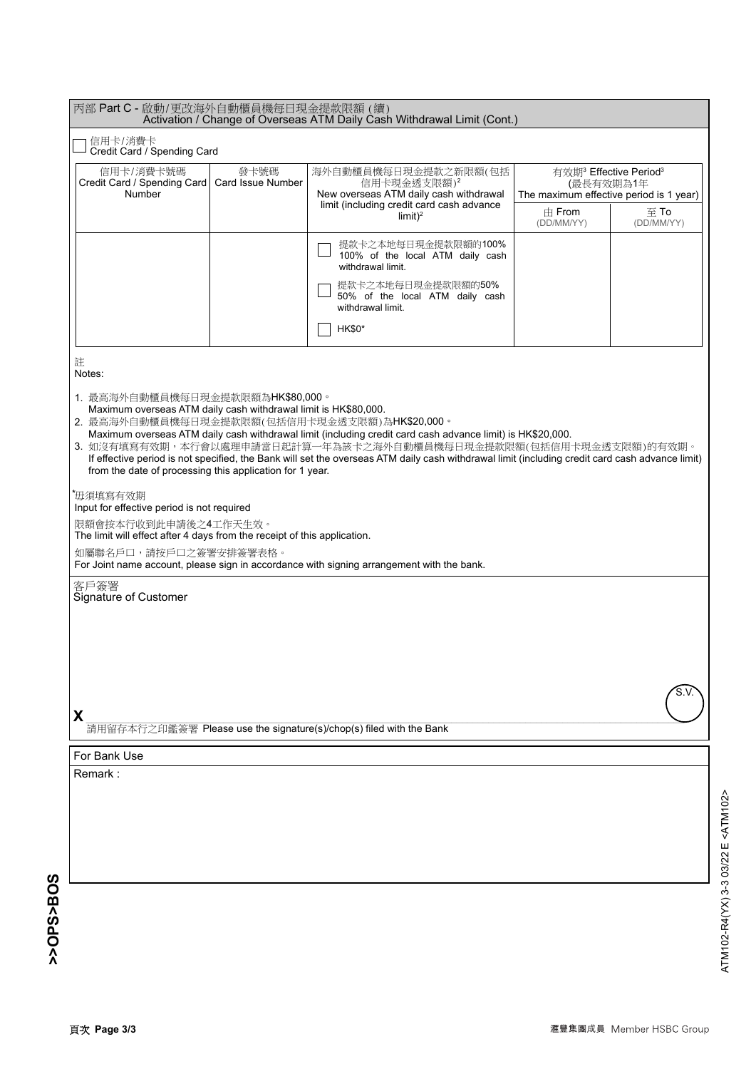## 丙部 Part C - 啟動/更改海外自動櫃員機每日現金提款限額 (續) Activation / Change of Overseas ATM Daily Cash Withdrawal Limit (Cont.)

☐ 信用卡/消費卡 Credit Card / Spending Card

| 信用卡/消費卡號碼 Credit Card / Spending Card Number | 發卡號碼 Card Issue Number | 海外自動櫃員機每日現金提款之新限額(包括信用卡現金透支限額)[2] New overseas ATM daily cash withdrawal limit (including credit card cash advance limit)[2] | 有效期[3] Effective Period[3] (最長有效期為1年 The maximum effective period is 1 year) | |
|---|---|---|---|---|
| | | | 由 From (DD/MM/YY) | 至 To (DD/MM/YY) |
| | | ☐ 提款卡之本地每日現金提款限額的100% 100% of the local ATM daily cash withdrawal limit.<br>☐ 提款卡之本地每日現金提款限額的50% 50% of the local ATM daily cash withdrawal limit.<br>☐ HK$0* | | |

註
Notes:

1. 最高海外自動櫃員機每日現金提款限額為HK$80,000。
   Maximum overseas ATM daily cash withdrawal limit is HK$80,000.
2. 最高海外自動櫃員機每日現金提款限額(包括信用卡現金透支限額)為HK$20,000。
   Maximum overseas ATM daily cash withdrawal limit (including credit card cash advance limit) is HK$20,000.
3. 如沒有填寫有效期，本行會以處理申請當日起計算一年為該卡之海外自動櫃員機每日現金提款限額(包括信用卡現金透支限額)的有效期。
   If effective period is not specified, the Bank will set the overseas ATM daily cash withdrawal limit (including credit card cash advance limit) from the date of processing this application for 1 year.

*毋須填寫有效期
Input for effective period is not required

限額會按本行收到此申請後之4工作天生效。
The limit will effect after 4 days from the receipt of this application.

如屬聯名戶口，請按戶口之簽署安排簽署表格。
For Joint name account, please sign in accordance with signing arrangement with the bank.

客戶簽署
Signature of Customer

X

S.V.

請用留存本行之印鑑簽署 Please use the signature(s)/chop(s) filed with the Bank

For Bank Use

Remark :

>>OPS>BOS

ATM102-R4(YX) 3-3 03/22 E <ATM102>

滙豐集團成員 Member HSBC Group